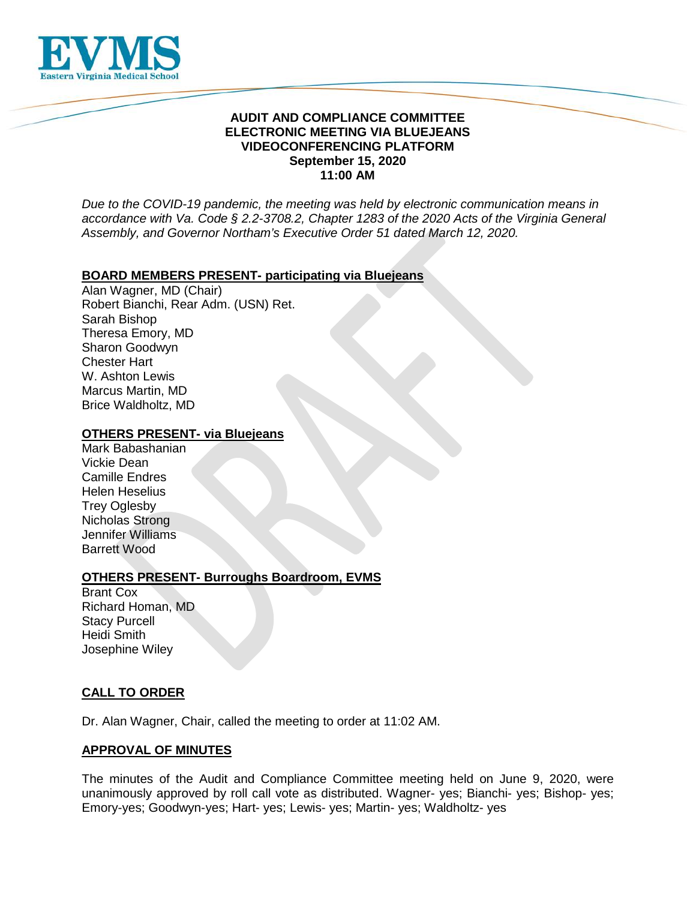EVMS
Eastern Virginia Medical School

**AUDIT AND COMPLIANCE COMMITTEE**
**ELECTRONIC MEETING VIA BLUEJEANS**
**VIDEOCONFERENCING PLATFORM**
**September 15, 2020**
**11:00 AM**

*Due to the COVID-19 pandemic, the meeting was held by electronic communication means in accordance with Va. Code § 2.2-3708.2, Chapter 1283 of the 2020 Acts of the Virginia General Assembly, and Governor Northam's Executive Order 51 dated March 12, 2020.*

**BOARD MEMBERS PRESENT- participating via Bluejeans**

Alan Wagner, MD (Chair)
Robert Bianchi, Rear Adm. (USN) Ret.
Sarah Bishop
Theresa Emory, MD
Sharon Goodwyn
Chester Hart
W. Ashton Lewis
Marcus Martin, MD
Brice Waldholtz, MD

**OTHERS PRESENT- via Bluejeans**

Mark Babashanian
Vickie Dean
Camille Endres
Helen Heselius
Trey Oglesby
Nicholas Strong
Jennifer Williams
Barrett Wood

**OTHERS PRESENT- Burroughs Boardroom, EVMS**

Brant Cox
Richard Homan, MD
Stacy Purcell
Heidi Smith
Josephine Wiley

## CALL TO ORDER

Dr. Alan Wagner, Chair, called the meeting to order at 11:02 AM.

## APPROVAL OF MINUTES

The minutes of the Audit and Compliance Committee meeting held on June 9, 2020, were unanimously approved by roll call vote as distributed. Wagner- yes; Bianchi- yes; Bishop- yes; Emory-yes; Goodwyn-yes; Hart- yes; Lewis- yes; Martin- yes; Waldholtz- yes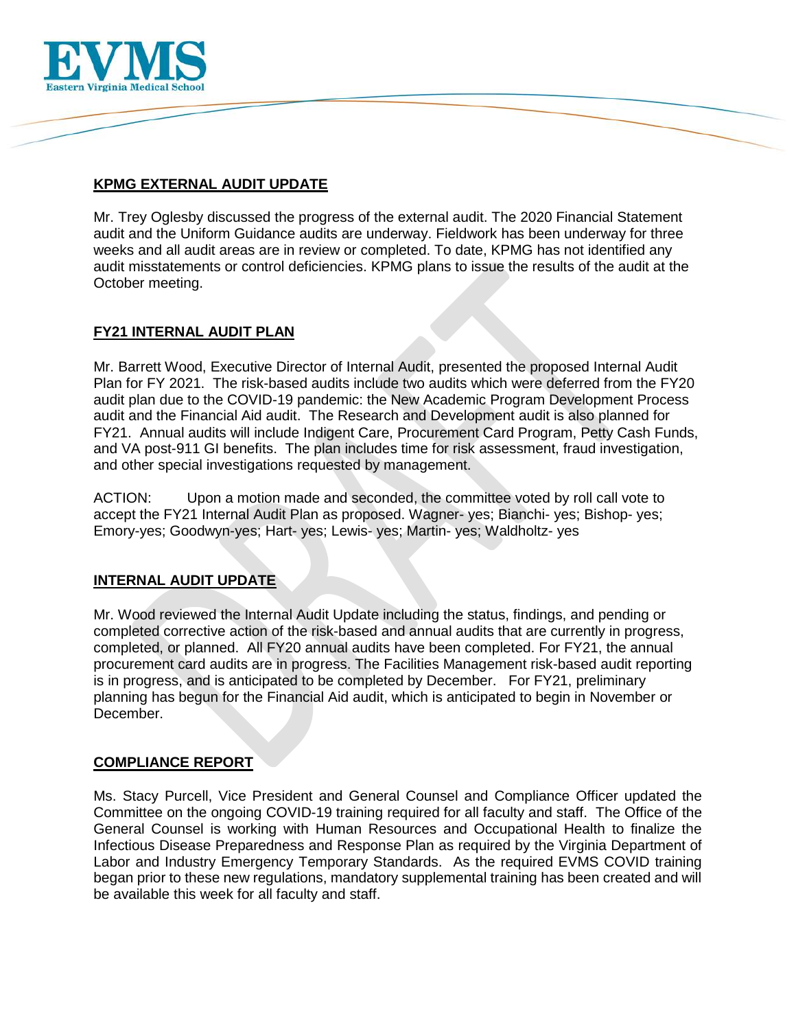## KPMG EXTERNAL AUDIT UPDATE

Mr. Trey Oglesby discussed the progress of the external audit. The 2020 Financial Statement audit and the Uniform Guidance audits are underway. Fieldwork has been underway for three weeks and all audit areas are in review or completed. To date, KPMG has not identified any audit misstatements or control deficiencies. KPMG plans to issue the results of the audit at the October meeting.

## FY21 INTERNAL AUDIT PLAN

Mr. Barrett Wood, Executive Director of Internal Audit, presented the proposed Internal Audit Plan for FY 2021. The risk-based audits include two audits which were deferred from the FY20 audit plan due to the COVID-19 pandemic: the New Academic Program Development Process audit and the Financial Aid audit. The Research and Development audit is also planned for FY21. Annual audits will include Indigent Care, Procurement Card Program, Petty Cash Funds, and VA post-911 GI benefits. The plan includes time for risk assessment, fraud investigation, and other special investigations requested by management.

ACTION: Upon a motion made and seconded, the committee voted by roll call vote to accept the FY21 Internal Audit Plan as proposed. Wagner- yes; Bianchi- yes; Bishop- yes; Emory-yes; Goodwyn-yes; Hart- yes; Lewis- yes; Martin- yes; Waldholtz- yes

## INTERNAL AUDIT UPDATE

Mr. Wood reviewed the Internal Audit Update including the status, findings, and pending or completed corrective action of the risk-based and annual audits that are currently in progress, completed, or planned. All FY20 annual audits have been completed. For FY21, the annual procurement card audits are in progress. The Facilities Management risk-based audit reporting is in progress, and is anticipated to be completed by December. For FY21, preliminary planning has begun for the Financial Aid audit, which is anticipated to begin in November or December.

## COMPLIANCE REPORT

Ms. Stacy Purcell, Vice President and General Counsel and Compliance Officer updated the Committee on the ongoing COVID-19 training required for all faculty and staff. The Office of the General Counsel is working with Human Resources and Occupational Health to finalize the Infectious Disease Preparedness and Response Plan as required by the Virginia Department of Labor and Industry Emergency Temporary Standards. As the required EVMS COVID training began prior to these new regulations, mandatory supplemental training has been created and will be available this week for all faculty and staff.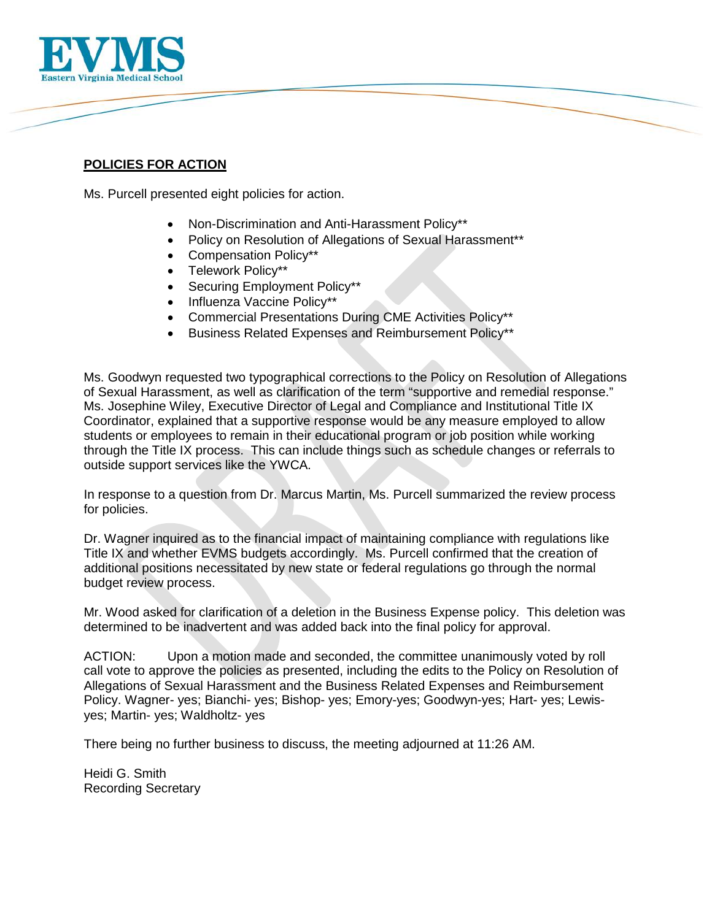## POLICIES FOR ACTION

Ms. Purcell presented eight policies for action.

- Non-Discrimination and Anti-Harassment Policy**
- Policy on Resolution of Allegations of Sexual Harassment**
- Compensation Policy**
- Telework Policy**
- Securing Employment Policy**
- Influenza Vaccine Policy**
- Commercial Presentations During CME Activities Policy**
- Business Related Expenses and Reimbursement Policy**

Ms. Goodwyn requested two typographical corrections to the Policy on Resolution of Allegations of Sexual Harassment, as well as clarification of the term "supportive and remedial response." Ms. Josephine Wiley, Executive Director of Legal and Compliance and Institutional Title IX Coordinator, explained that a supportive response would be any measure employed to allow students or employees to remain in their educational program or job position while working through the Title IX process. This can include things such as schedule changes or referrals to outside support services like the YWCA.

In response to a question from Dr. Marcus Martin, Ms. Purcell summarized the review process for policies.

Dr. Wagner inquired as to the financial impact of maintaining compliance with regulations like Title IX and whether EVMS budgets accordingly. Ms. Purcell confirmed that the creation of additional positions necessitated by new state or federal regulations go through the normal budget review process.

Mr. Wood asked for clarification of a deletion in the Business Expense policy. This deletion was determined to be inadvertent and was added back into the final policy for approval.

ACTION: Upon a motion made and seconded, the committee unanimously voted by roll call vote to approve the policies as presented, including the edits to the Policy on Resolution of Allegations of Sexual Harassment and the Business Related Expenses and Reimbursement Policy. Wagner- yes; Bianchi- yes; Bishop- yes; Emory-yes; Goodwyn-yes; Hart- yes; Lewis-yes; Martin- yes; Waldholtz- yes

There being no further business to discuss, the meeting adjourned at 11:26 AM.

Heidi G. Smith
Recording Secretary